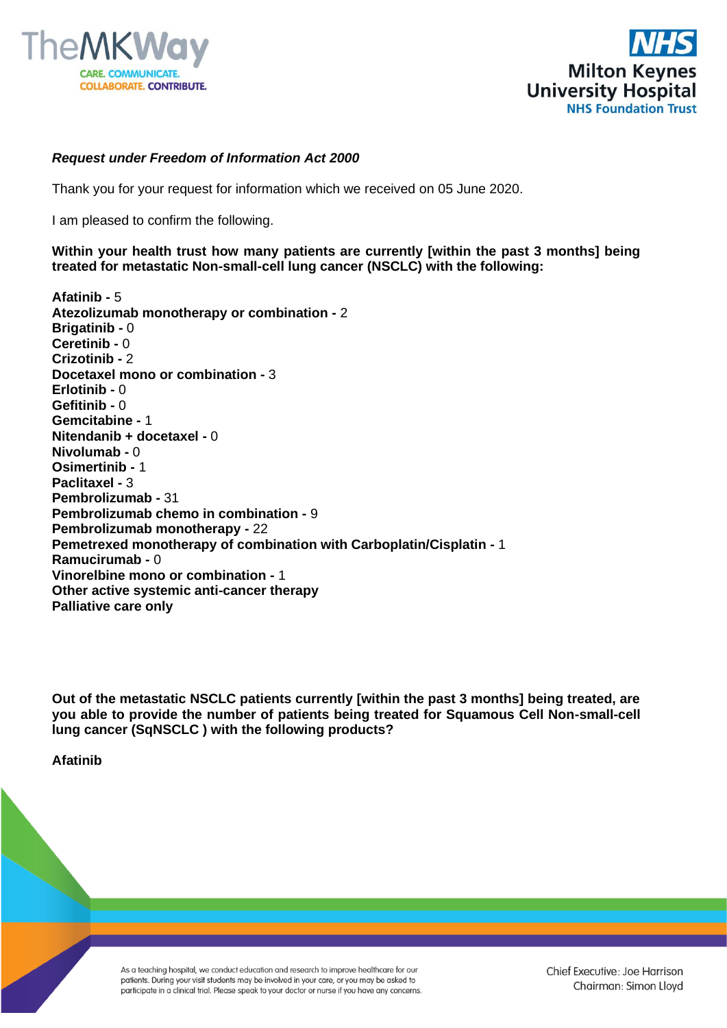***Request under Freedom of Information Act 2000***

Thank you for your request for information which we received on 05 June 2020.

I am pleased to confirm the following.

**Within your health trust how many patients are currently [within the past 3 months] being treated for metastatic Non-small-cell lung cancer (NSCLC) with the following:**

**Afatinib -** 5
**Atezolizumab monotherapy or combination -** 2
**Brigatinib -** 0
**Ceretinib -** 0
**Crizotinib -** 2
**Docetaxel mono or combination -** 3
**Erlotinib -** 0
**Gefitinib -** 0
**Gemcitabine -** 1
**Nitendanib + docetaxel -** 0
**Nivolumab -** 0
**Osimertinib -** 1
**Paclitaxel -** 3
**Pembrolizumab -** 31
**Pembrolizumab chemo in combination -** 9
**Pembrolizumab monotherapy -** 22
**Pemetrexed monotherapy of combination with Carboplatin/Cisplatin -** 1
**Ramucirumab -** 0
**Vinorelbine mono or combination -** 1
**Other active systemic anti-cancer therapy**
**Palliative care only**

**Out of the metastatic NSCLC patients currently [within the past 3 months] being treated, are you able to provide the number of patients being treated for Squamous Cell Non-small-cell lung cancer (SqNSCLC ) with the following products?**

**Afatinib**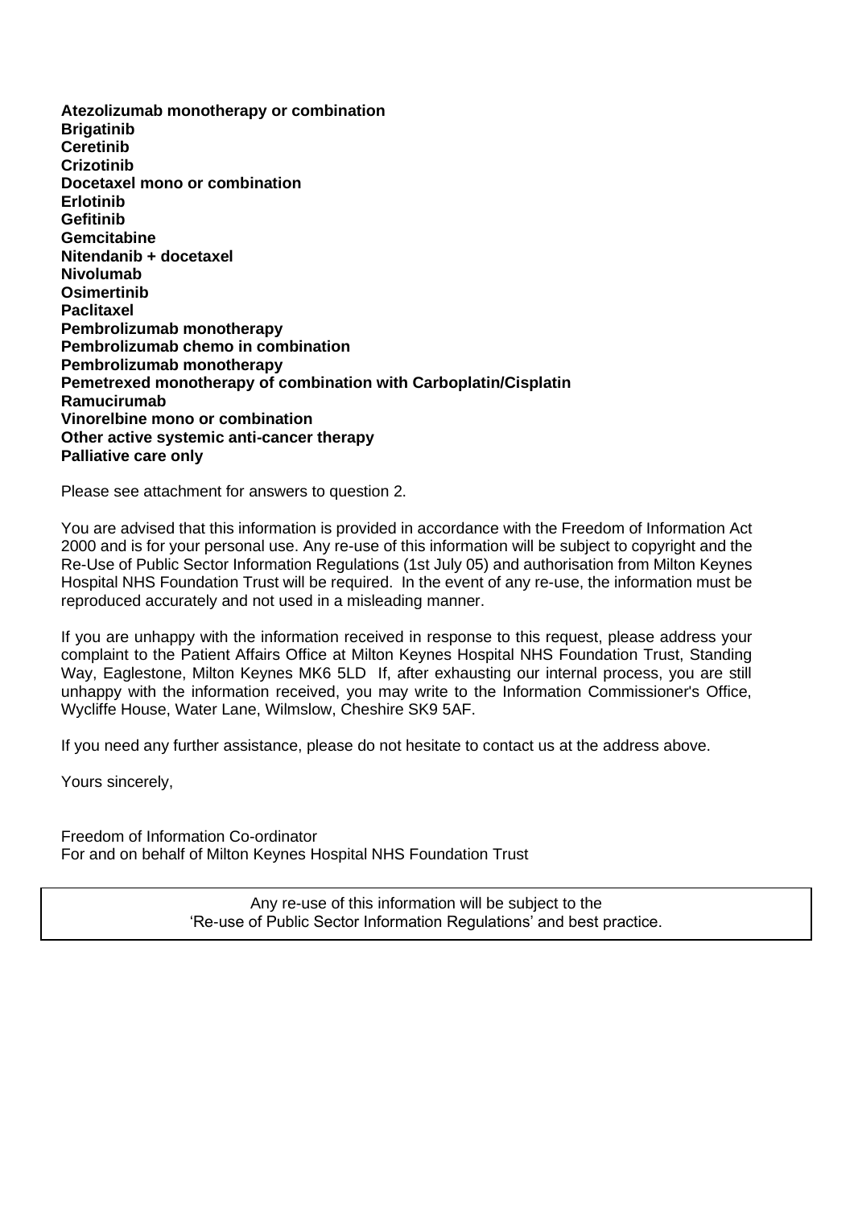**Atezolizumab monotherapy or combination**
**Brigatinib**
**Ceretinib**
**Crizotinib**
**Docetaxel mono or combination**
**Erlotinib**
**Gefitinib**
**Gemcitabine**
**Nitendanib + docetaxel**
**Nivolumab**
**Osimertinib**
**Paclitaxel**
**Pembrolizumab monotherapy**
**Pembrolizumab chemo in combination**
**Pembrolizumab monotherapy**
**Pemetrexed monotherapy of combination with Carboplatin/Cisplatin**
**Ramucirumab**
**Vinorelbine mono or combination**
**Other active systemic anti-cancer therapy**
**Palliative care only**

Please see attachment for answers to question 2.

You are advised that this information is provided in accordance with the Freedom of Information Act 2000 and is for your personal use. Any re-use of this information will be subject to copyright and the Re-Use of Public Sector Information Regulations (1st July 05) and authorisation from Milton Keynes Hospital NHS Foundation Trust will be required. In the event of any re-use, the information must be reproduced accurately and not used in a misleading manner.

If you are unhappy with the information received in response to this request, please address your complaint to the Patient Affairs Office at Milton Keynes Hospital NHS Foundation Trust, Standing Way, Eaglestone, Milton Keynes MK6 5LD If, after exhausting our internal process, you are still unhappy with the information received, you may write to the Information Commissioner's Office, Wycliffe House, Water Lane, Wilmslow, Cheshire SK9 5AF.

If you need any further assistance, please do not hesitate to contact us at the address above.

Yours sincerely,

Freedom of Information Co-ordinator
For and on behalf of Milton Keynes Hospital NHS Foundation Trust

Any re-use of this information will be subject to the
'Re-use of Public Sector Information Regulations' and best practice.